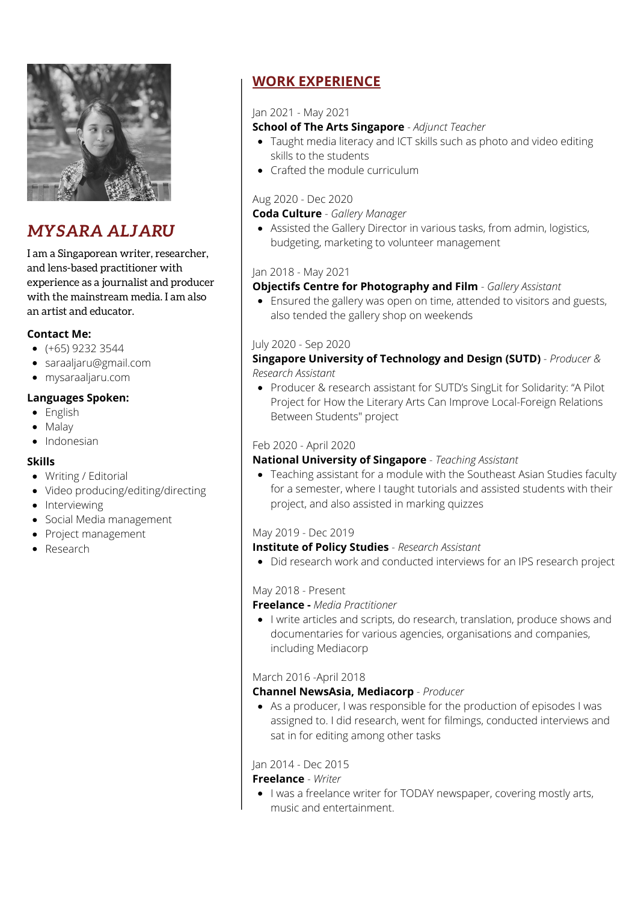# MYSARA ALJARU

I am a Singaporean writer, researcher, and lens-based practitioner with experience as a journalist and producer with the mainstream media. I am also an artist and educator.

**Contact Me:**

- (+65) 9232 3544
- saraaljaru@gmail.com
- mysaraaljaru.com

**Languages Spoken:**

- English
- Malay
- Indonesian

**Skills**

- Writing / Editorial
- Video producing/editing/directing
- Interviewing
- Social Media management
- Project management
- Research

## WORK EXPERIENCE

Jan 2021 - May 2021
**School of The Arts Singapore** - *Adjunct Teacher*

- Taught media literacy and ICT skills such as photo and video editing skills to the students
- Crafted the module curriculum

Aug 2020 - Dec 2020
**Coda Culture** - *Gallery Manager*

- Assisted the Gallery Director in various tasks, from admin, logistics, budgeting, marketing to volunteer management

Jan 2018 - May 2021
**Objectifs Centre for Photography and Film** - *Gallery Assistant*

- Ensured the gallery was open on time, attended to visitors and guests, also tended the gallery shop on weekends

July 2020 - Sep 2020
**Singapore University of Technology and Design (SUTD)** - *Producer & Research Assistant*

- Producer & research assistant for SUTD's SingLit for Solidarity: "A Pilot Project for How the Literary Arts Can Improve Local-Foreign Relations Between Students" project

Feb 2020 - April 2020
**National University of Singapore** - *Teaching Assistant*

- Teaching assistant for a module with the Southeast Asian Studies faculty for a semester, where I taught tutorials and assisted students with their project, and also assisted in marking quizzes

May 2019 - Dec 2019
**Institute of Policy Studies** - *Research Assistant*

- Did research work and conducted interviews for an IPS research project

May 2018 - Present
**Freelance -** *Media Practitioner*

- I write articles and scripts, do research, translation, produce shows and documentaries for various agencies, organisations and companies, including Mediacorp

March 2016 -April 2018
**Channel NewsAsia, Mediacorp** - *Producer*

- As a producer, I was responsible for the production of episodes I was assigned to. I did research, went for filmings, conducted interviews and sat in for editing among other tasks

Jan 2014 - Dec 2015
**Freelance** - *Writer*

- I was a freelance writer for TODAY newspaper, covering mostly arts, music and entertainment.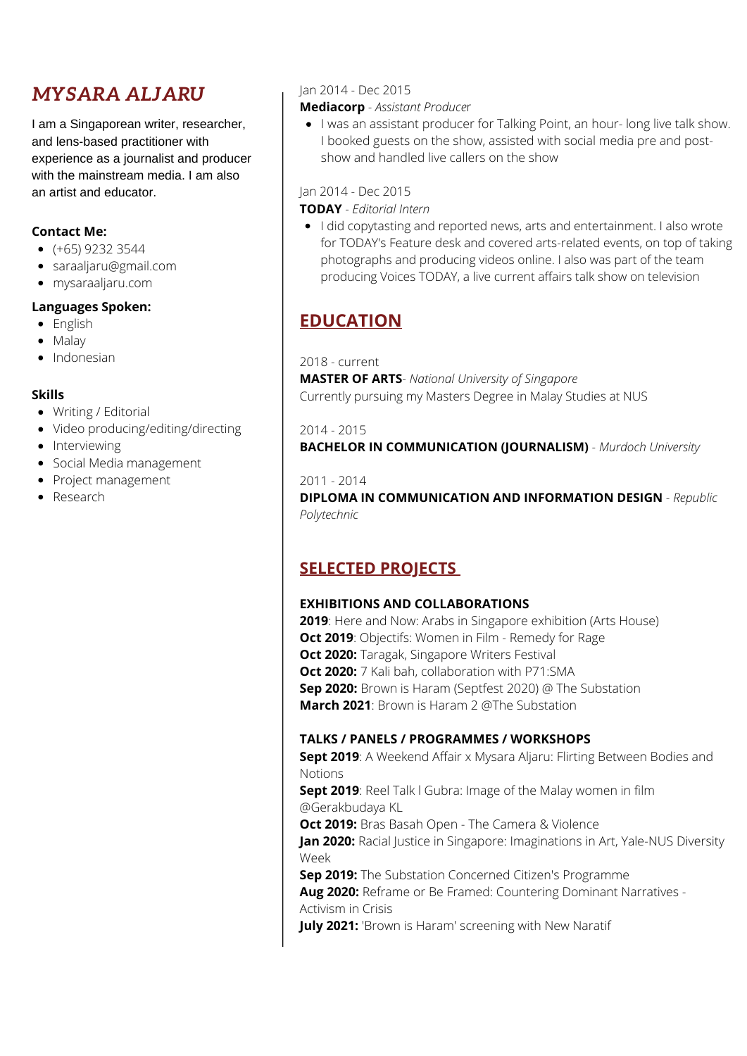# MYSARA ALJARU

I am a Singaporean writer, researcher, and lens-based practitioner with experience as a journalist and producer with the mainstream media. I am also an artist and educator.

**Contact Me:**

- (+65) 9232 3544
- saraaljaru@gmail.com
- mysaraaljaru.com

**Languages Spoken:**

- English
- Malay
- Indonesian

**Skills**

- Writing / Editorial
- Video producing/editing/directing
- Interviewing
- Social Media management
- Project management
- Research

Jan 2014 - Dec 2015
**Mediacorp** - *Assistant Producer*

- I was an assistant producer for Talking Point, an hour- long live talk show. I booked guests on the show, assisted with social media pre and post-show and handled live callers on the show

Jan 2014 - Dec 2015
**TODAY** - *Editorial Intern*

- I did copytasting and reported news, arts and entertainment. I also wrote for TODAY's Feature desk and covered arts-related events, on top of taking photographs and producing videos online. I also was part of the team producing Voices TODAY, a live current affairs talk show on television

## EDUCATION

2018 - current
**MASTER OF ARTS**- *National University of Singapore*
Currently pursuing my Masters Degree in Malay Studies at NUS

2014 - 2015
**BACHELOR IN COMMUNICATION (JOURNALISM)** - *Murdoch University*

2011 - 2014
**DIPLOMA IN COMMUNICATION AND INFORMATION DESIGN** - *Republic Polytechnic*

## SELECTED PROJECTS

**EXHIBITIONS AND COLLABORATIONS**

**2019**: Here and Now: Arabs in Singapore exhibition (Arts House)
**Oct 2019**: Objectifs: Women in Film - Remedy for Rage
**Oct 2020:** Taragak, Singapore Writers Festival
**Oct 2020:** 7 Kali bah, collaboration with P71:SMA
**Sep 2020:** Brown is Haram (Septfest 2020) @ The Substation
**March 2021**: Brown is Haram 2 @The Substation

**TALKS / PANELS / PROGRAMMES / WORKSHOPS**

**Sept 2019**: A Weekend Affair x Mysara Aljaru: Flirting Between Bodies and Notions
**Sept 2019**: Reel Talk l Gubra: Image of the Malay women in film @Gerakbudaya KL
**Oct 2019:** Bras Basah Open - The Camera & Violence
**Jan 2020:** Racial Justice in Singapore: Imaginations in Art, Yale-NUS Diversity Week
**Sep 2019:** The Substation Concerned Citizen's Programme
**Aug 2020:** Reframe or Be Framed: Countering Dominant Narratives - Activism in Crisis
**July 2021:** 'Brown is Haram' screening with New Naratif